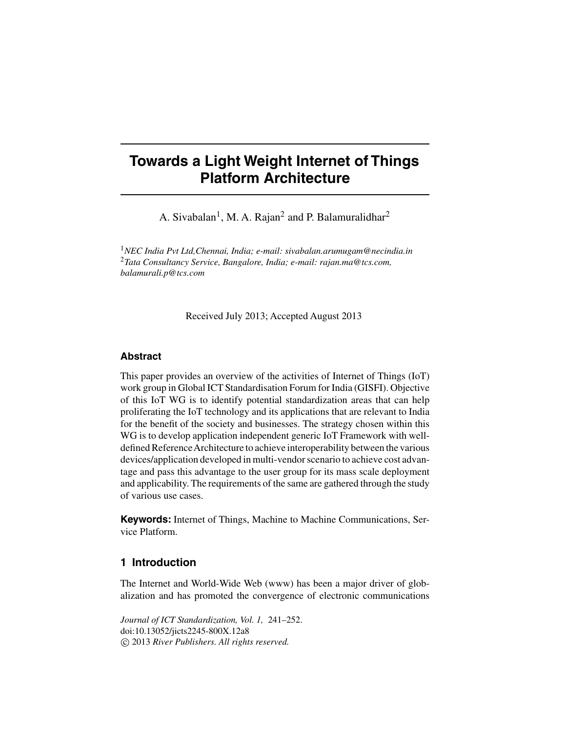# Towards a Light Weight Internet of Things Platform Architecture

A. Sivabalan[1], M. A. Rajan[2] and P. Balamuralidhar[2]

[1]*NEC India Pvt Ltd,Chennai, India; e-mail: sivabalan.arumugam@necindia.in*
[2]*Tata Consultancy Service, Bangalore, India; e-mail: rajan.ma@tcs.com, balamurali.p@tcs.com*

Received July 2013; Accepted August 2013

## Abstract

This paper provides an overview of the activities of Internet of Things (IoT) work group in Global ICT Standardisation Forum for India (GISFI). Objective of this IoT WG is to identify potential standardization areas that can help proliferating the IoT technology and its applications that are relevant to India for the benefit of the society and businesses. The strategy chosen within this WG is to develop application independent generic IoT Framework with well-defined Reference Architecture to achieve interoperability between the various devices/application developed in multi-vendor scenario to achieve cost advantage and pass this advantage to the user group for its mass scale deployment and applicability. The requirements of the same are gathered through the study of various use cases.

**Keywords:** Internet of Things, Machine to Machine Communications, Service Platform.

## 1 Introduction

The Internet and World-Wide Web (www) has been a major driver of globalization and has promoted the convergence of electronic communications

*Journal of ICT Standardization, Vol. 1,* 241–252.
doi:10.13052/jicts2245-800X.12a8
© 2013 *River Publishers. All rights reserved.*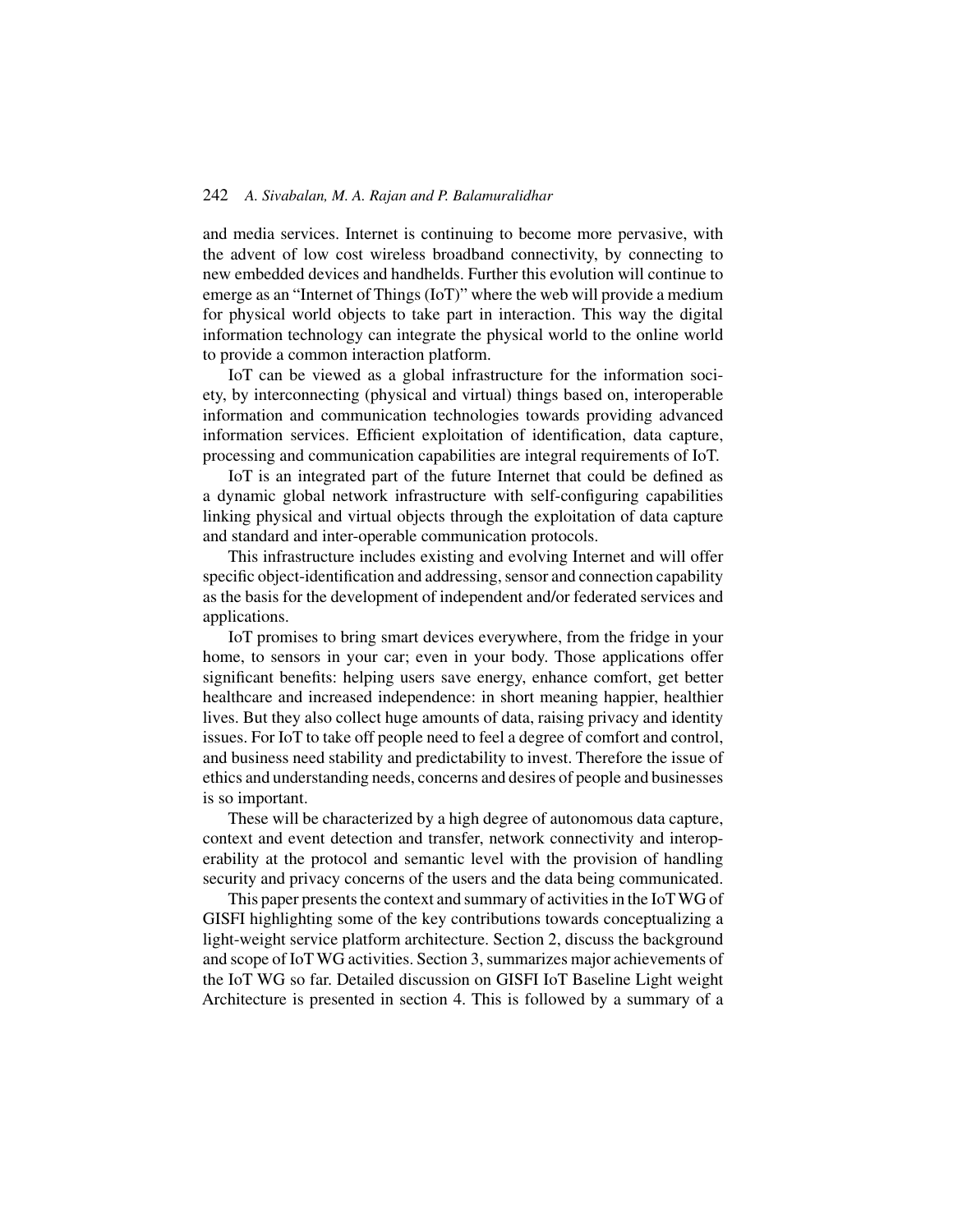and media services. Internet is continuing to become more pervasive, with the advent of low cost wireless broadband connectivity, by connecting to new embedded devices and handhelds. Further this evolution will continue to emerge as an "Internet of Things (IoT)" where the web will provide a medium for physical world objects to take part in interaction. This way the digital information technology can integrate the physical world to the online world to provide a common interaction platform.

IoT can be viewed as a global infrastructure for the information society, by interconnecting (physical and virtual) things based on, interoperable information and communication technologies towards providing advanced information services. Efficient exploitation of identification, data capture, processing and communication capabilities are integral requirements of IoT.

IoT is an integrated part of the future Internet that could be defined as a dynamic global network infrastructure with self-configuring capabilities linking physical and virtual objects through the exploitation of data capture and standard and inter-operable communication protocols.

This infrastructure includes existing and evolving Internet and will offer specific object-identification and addressing, sensor and connection capability as the basis for the development of independent and/or federated services and applications.

IoT promises to bring smart devices everywhere, from the fridge in your home, to sensors in your car; even in your body. Those applications offer significant benefits: helping users save energy, enhance comfort, get better healthcare and increased independence: in short meaning happier, healthier lives. But they also collect huge amounts of data, raising privacy and identity issues. For IoT to take off people need to feel a degree of comfort and control, and business need stability and predictability to invest. Therefore the issue of ethics and understanding needs, concerns and desires of people and businesses is so important.

These will be characterized by a high degree of autonomous data capture, context and event detection and transfer, network connectivity and interoperability at the protocol and semantic level with the provision of handling security and privacy concerns of the users and the data being communicated.

This paper presents the context and summary of activities in the IoT WG of GISFI highlighting some of the key contributions towards conceptualizing a light-weight service platform architecture. Section 2, discuss the background and scope of IoT WG activities. Section 3, summarizes major achievements of the IoT WG so far. Detailed discussion on GISFI IoT Baseline Light weight Architecture is presented in section 4. This is followed by a summary of a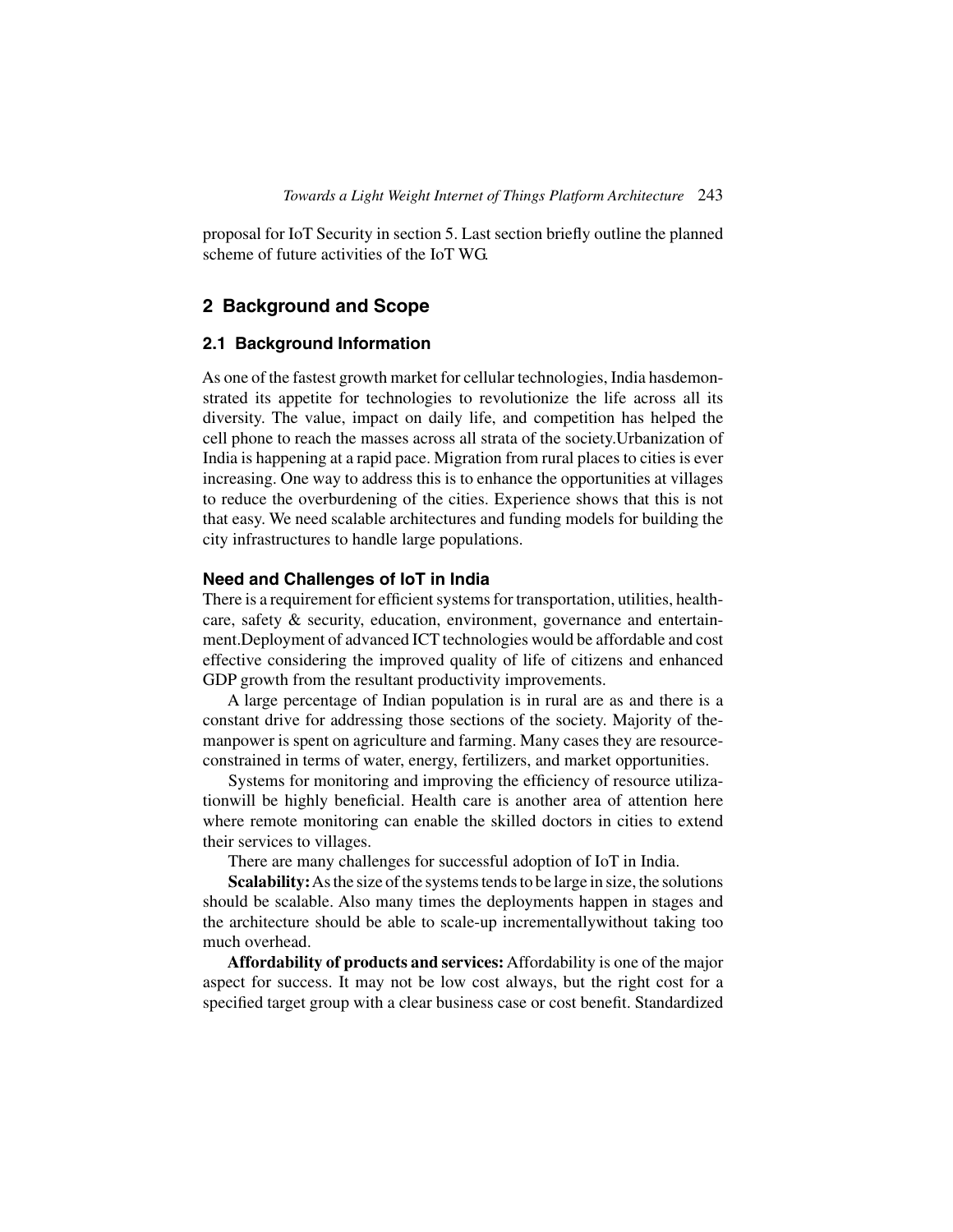proposal for IoT Security in section 5. Last section briefly outline the planned scheme of future activities of the IoT WG.

## 2 Background and Scope

### 2.1 Background Information

As one of the fastest growth market for cellular technologies, India hasdemonstrated its appetite for technologies to revolutionize the life across all its diversity. The value, impact on daily life, and competition has helped the cell phone to reach the masses across all strata of the society.Urbanization of India is happening at a rapid pace. Migration from rural places to cities is ever increasing. One way to address this is to enhance the opportunities at villages to reduce the overburdening of the cities. Experience shows that this is not that easy. We need scalable architectures and funding models for building the city infrastructures to handle large populations.

#### Need and Challenges of IoT in India

There is a requirement for efficient systems for transportation, utilities, healthcare, safety & security, education, environment, governance and entertainment.Deployment of advanced ICT technologies would be affordable and cost effective considering the improved quality of life of citizens and enhanced GDP growth from the resultant productivity improvements.

A large percentage of Indian population is in rural are as and there is a constant drive for addressing those sections of the society. Majority of themanpower is spent on agriculture and farming. Many cases they are resource-constrained in terms of water, energy, fertilizers, and market opportunities.

Systems for monitoring and improving the efficiency of resource utilizationwill be highly beneficial. Health care is another area of attention here where remote monitoring can enable the skilled doctors in cities to extend their services to villages.

There are many challenges for successful adoption of IoT in India.

**Scalability:** As the size of the systems tends to be large in size, the solutions should be scalable. Also many times the deployments happen in stages and the architecture should be able to scale-up incrementallywithout taking too much overhead.

**Affordability of products and services:** Affordability is one of the major aspect for success. It may not be low cost always, but the right cost for a specified target group with a clear business case or cost benefit. Standardized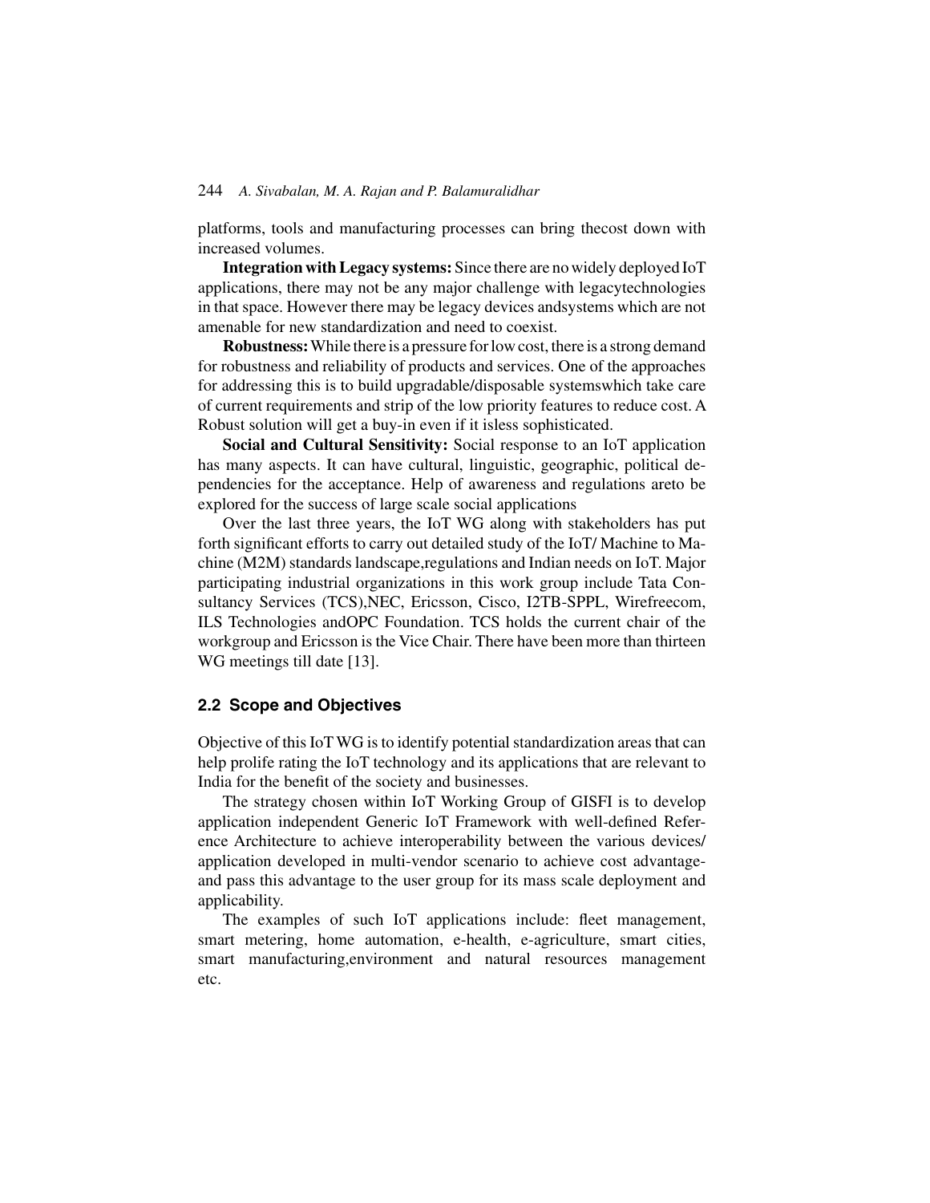platforms, tools and manufacturing processes can bring thecost down with increased volumes.

**Integration with Legacy systems:** Since there are no widely deployed IoT applications, there may not be any major challenge with legacytechnologies in that space. However there may be legacy devices andsystems which are not amenable for new standardization and need to coexist.

**Robustness:** While there is a pressure for low cost, there is a strong demand for robustness and reliability of products and services. One of the approaches for addressing this is to build upgradable/disposable systemswhich take care of current requirements and strip of the low priority features to reduce cost. A Robust solution will get a buy-in even if it isless sophisticated.

**Social and Cultural Sensitivity:** Social response to an IoT application has many aspects. It can have cultural, linguistic, geographic, political dependencies for the acceptance. Help of awareness and regulations areto be explored for the success of large scale social applications

Over the last three years, the IoT WG along with stakeholders has put forth significant efforts to carry out detailed study of the IoT/ Machine to Machine (M2M) standards landscape,regulations and Indian needs on IoT. Major participating industrial organizations in this work group include Tata Consultancy Services (TCS),NEC, Ericsson, Cisco, I2TB-SPPL, Wirefreecom, ILS Technologies andOPC Foundation. TCS holds the current chair of the workgroup and Ericsson is the Vice Chair. There have been more than thirteen WG meetings till date [13].

## 2.2 Scope and Objectives

Objective of this IoT WG is to identify potential standardization areas that can help prolife rating the IoT technology and its applications that are relevant to India for the benefit of the society and businesses.

The strategy chosen within IoT Working Group of GISFI is to develop application independent Generic IoT Framework with well-defined Reference Architecture to achieve interoperability between the various devices/ application developed in multi-vendor scenario to achieve cost advantageand pass this advantage to the user group for its mass scale deployment and applicability.

The examples of such IoT applications include: fleet management, smart metering, home automation, e-health, e-agriculture, smart cities, smart manufacturing,environment and natural resources management etc.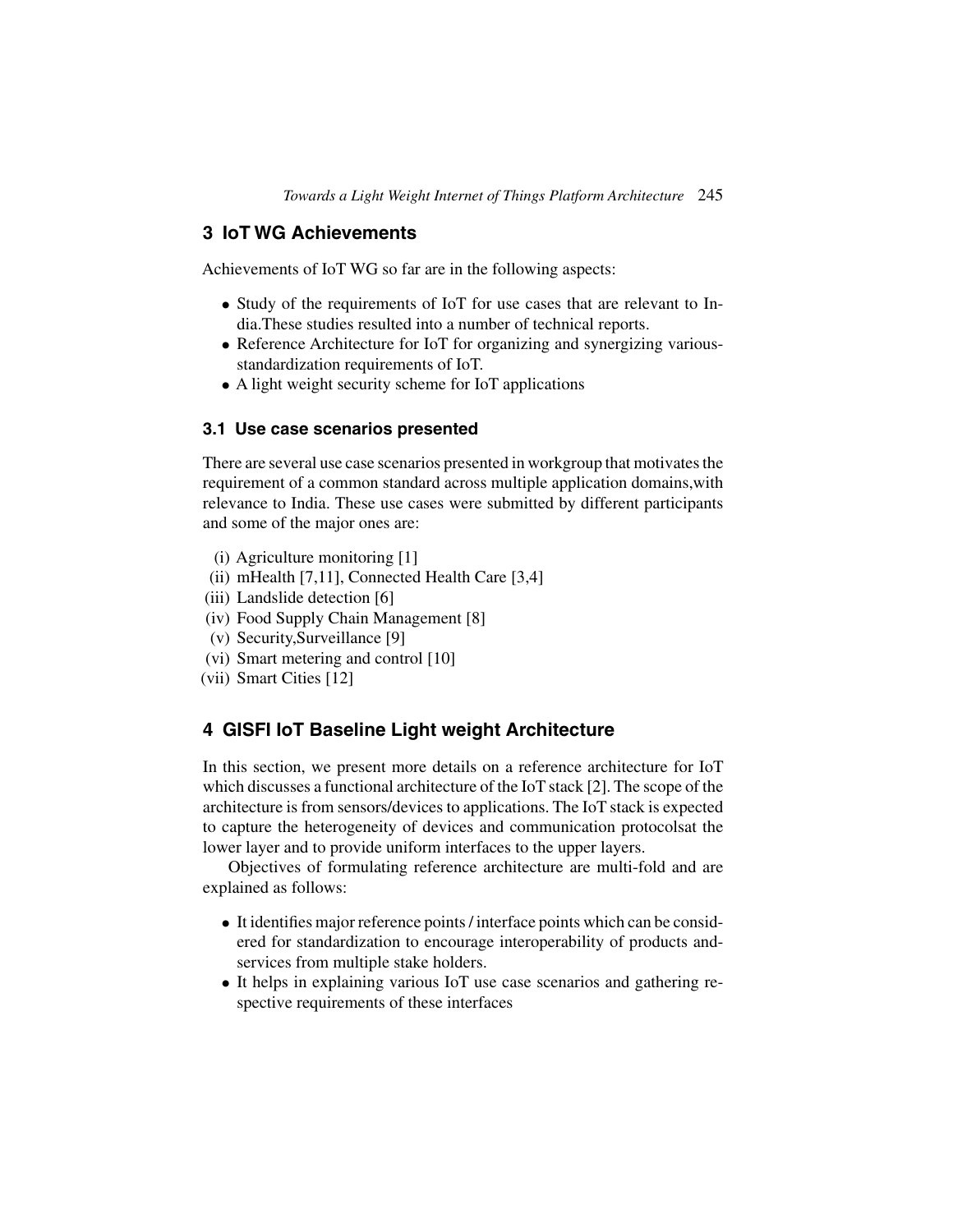## 3 IoT WG Achievements

Achievements of IoT WG so far are in the following aspects:

- Study of the requirements of IoT for use cases that are relevant to India.These studies resulted into a number of technical reports.
- Reference Architecture for IoT for organizing and synergizing various-standardization requirements of IoT.
- A light weight security scheme for IoT applications

### 3.1 Use case scenarios presented

There are several use case scenarios presented in workgroup that motivates the requirement of a common standard across multiple application domains,with relevance to India. These use cases were submitted by different participants and some of the major ones are:

(i) Agriculture monitoring [1]
(ii) mHealth [7,11], Connected Health Care [3,4]
(iii) Landslide detection [6]
(iv) Food Supply Chain Management [8]
(v) Security,Surveillance [9]
(vi) Smart metering and control [10]
(vii) Smart Cities [12]

## 4 GISFI IoT Baseline Light weight Architecture

In this section, we present more details on a reference architecture for IoT which discusses a functional architecture of the IoT stack [2]. The scope of the architecture is from sensors/devices to applications. The IoT stack is expected to capture the heterogeneity of devices and communication protocolsat the lower layer and to provide uniform interfaces to the upper layers.

Objectives of formulating reference architecture are multi-fold and are explained as follows:

- It identifies major reference points / interface points which can be considered for standardization to encourage interoperability of products andservices from multiple stake holders.
- It helps in explaining various IoT use case scenarios and gathering respective requirements of these interfaces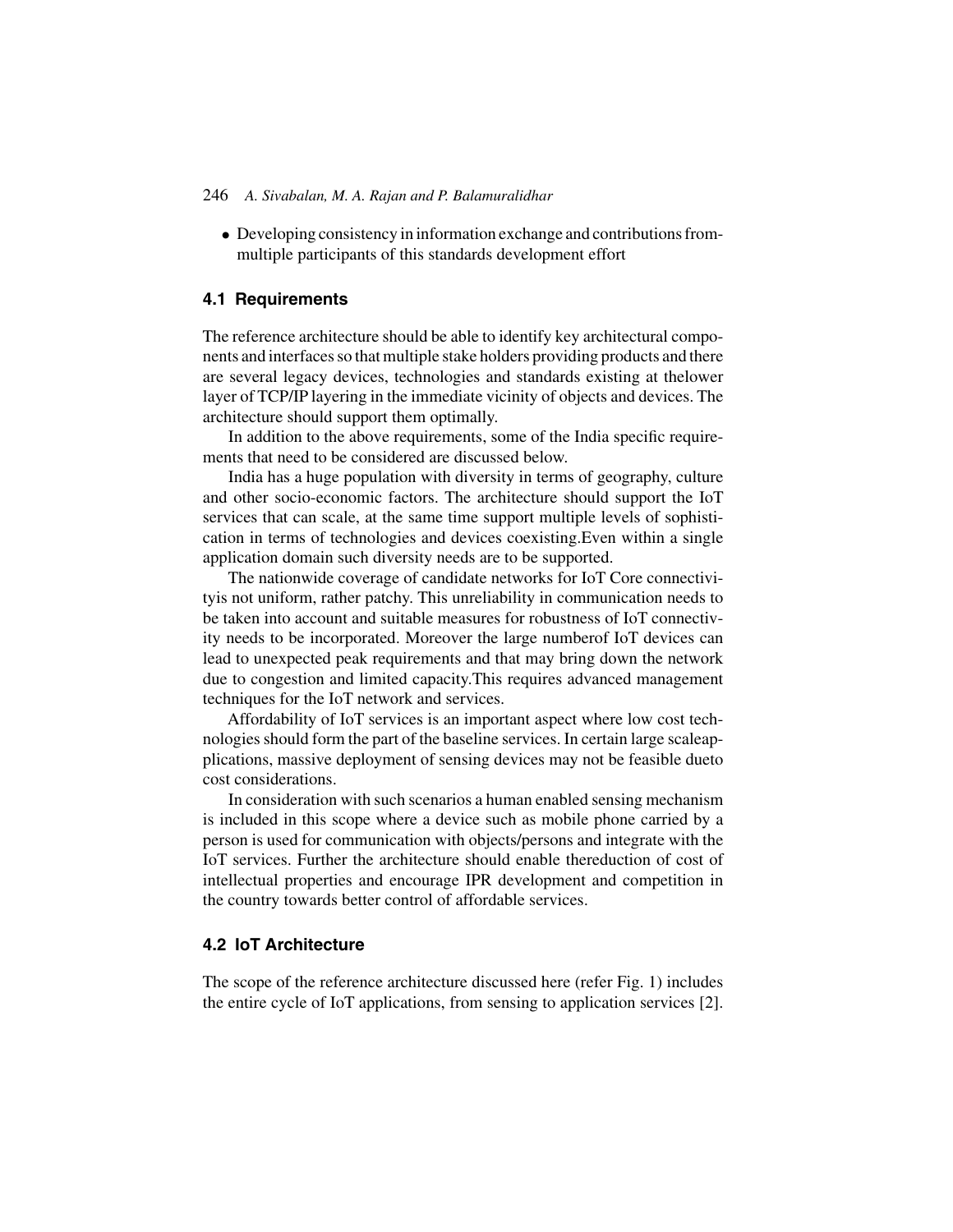- Developing consistency in information exchange and contributions from multiple participants of this standards development effort

### 4.1 Requirements

The reference architecture should be able to identify key architectural components and interfaces so that multiple stake holders providing products and there are several legacy devices, technologies and standards existing at thelower layer of TCP/IP layering in the immediate vicinity of objects and devices. The architecture should support them optimally.

In addition to the above requirements, some of the India specific requirements that need to be considered are discussed below.

India has a huge population with diversity in terms of geography, culture and other socio-economic factors. The architecture should support the IoT services that can scale, at the same time support multiple levels of sophistication in terms of technologies and devices coexisting.Even within a single application domain such diversity needs are to be supported.

The nationwide coverage of candidate networks for IoT Core connectivityis not uniform, rather patchy. This unreliability in communication needs to be taken into account and suitable measures for robustness of IoT connectivity needs to be incorporated. Moreover the large numberof IoT devices can lead to unexpected peak requirements and that may bring down the network due to congestion and limited capacity.This requires advanced management techniques for the IoT network and services.

Affordability of IoT services is an important aspect where low cost technologies should form the part of the baseline services. In certain large scaleapplications, massive deployment of sensing devices may not be feasible dueto cost considerations.

In consideration with such scenarios a human enabled sensing mechanism is included in this scope where a device such as mobile phone carried by a person is used for communication with objects/persons and integrate with the IoT services. Further the architecture should enable thereduction of cost of intellectual properties and encourage IPR development and competition in the country towards better control of affordable services.

### 4.2 IoT Architecture

The scope of the reference architecture discussed here (refer Fig. 1) includes the entire cycle of IoT applications, from sensing to application services [2].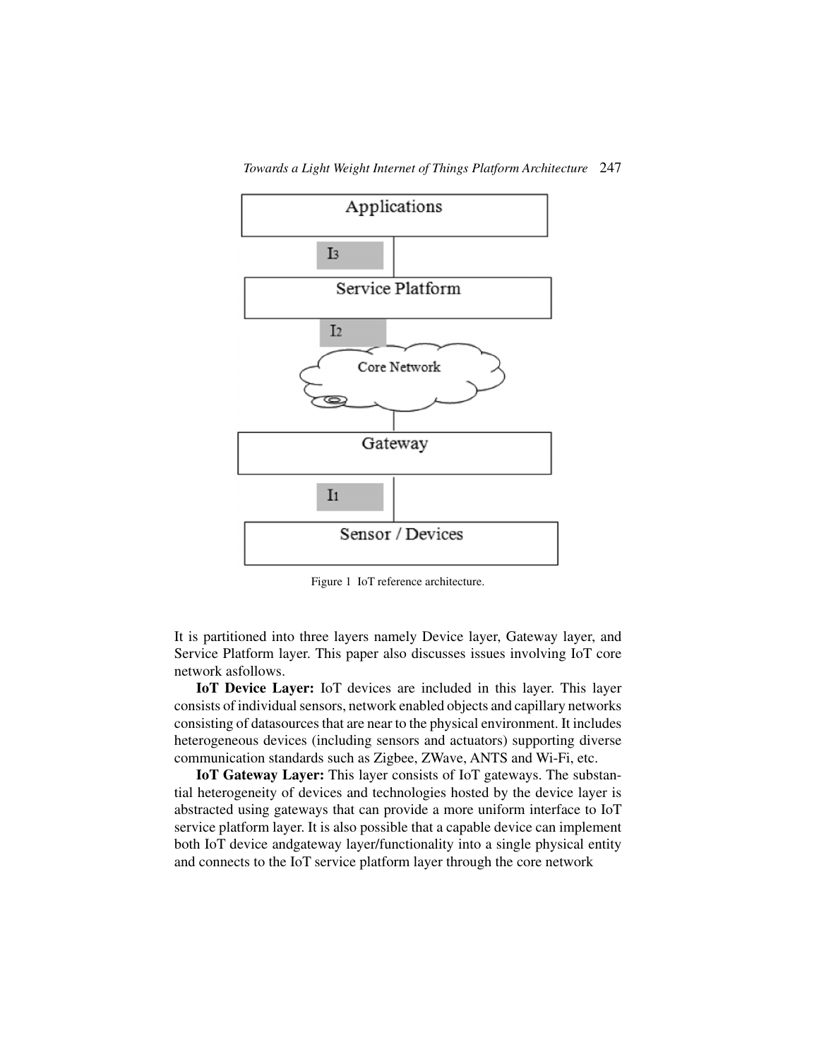Figure 1 IoT reference architecture.

It is partitioned into three layers namely Device layer, Gateway layer, and Service Platform layer. This paper also discusses issues involving IoT core network asfollows.

**IoT Device Layer:** IoT devices are included in this layer. This layer consists of individual sensors, network enabled objects and capillary networks consisting of datasources that are near to the physical environment. It includes heterogeneous devices (including sensors and actuators) supporting diverse communication standards such as Zigbee, ZWave, ANTS and Wi-Fi, etc.

**IoT Gateway Layer:** This layer consists of IoT gateways. The substantial heterogeneity of devices and technologies hosted by the device layer is abstracted using gateways that can provide a more uniform interface to IoT service platform layer. It is also possible that a capable device can implement both IoT device andgateway layer/functionality into a single physical entity and connects to the IoT service platform layer through the core network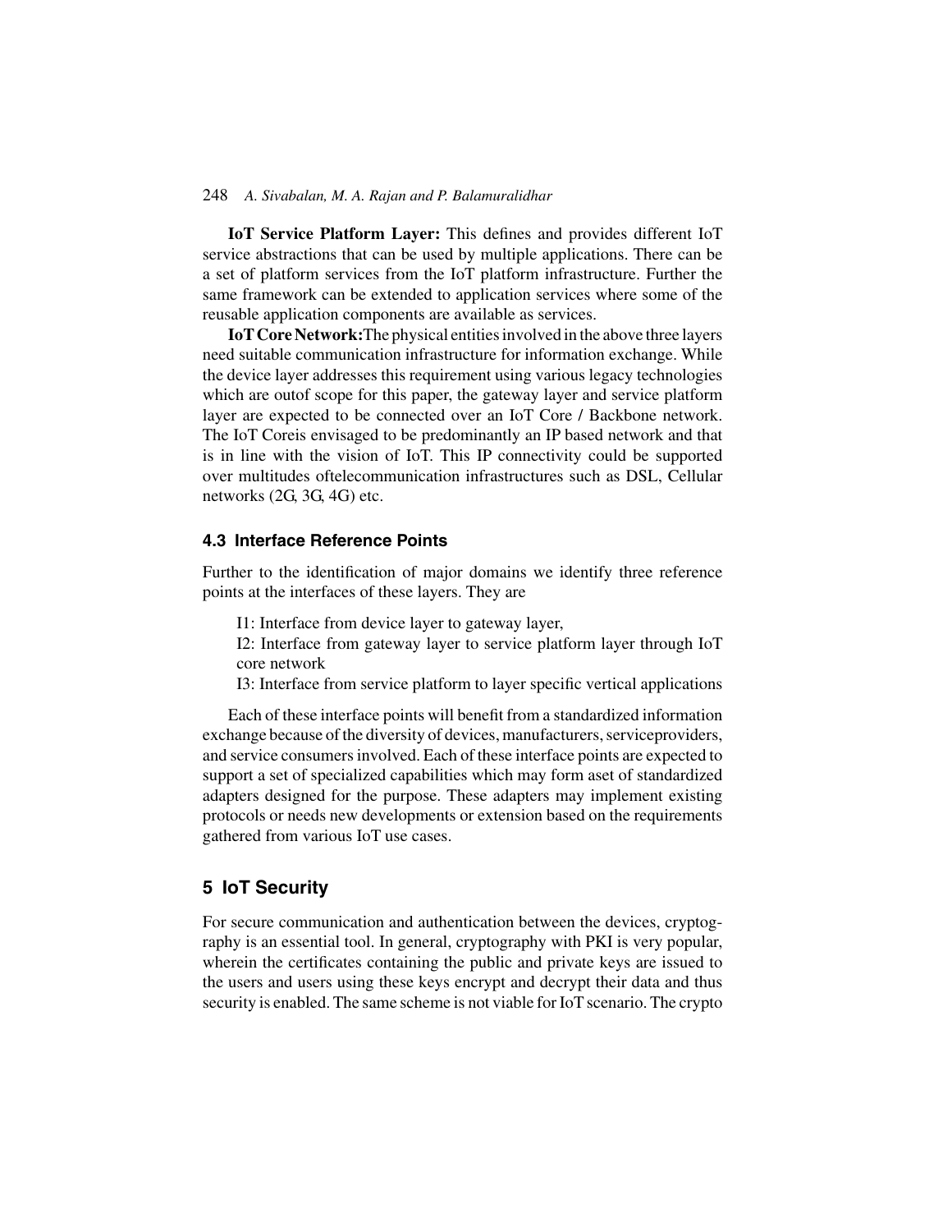**IoT Service Platform Layer:** This defines and provides different IoT service abstractions that can be used by multiple applications. There can be a set of platform services from the IoT platform infrastructure. Further the same framework can be extended to application services where some of the reusable application components are available as services.

**IoT Core Network:**The physical entities involved in the above three layers need suitable communication infrastructure for information exchange. While the device layer addresses this requirement using various legacy technologies which are outof scope for this paper, the gateway layer and service platform layer are expected to be connected over an IoT Core / Backbone network. The IoT Coreis envisaged to be predominantly an IP based network and that is in line with the vision of IoT. This IP connectivity could be supported over multitudes oftelecommunication infrastructures such as DSL, Cellular networks (2G, 3G, 4G) etc.

### 4.3 Interface Reference Points

Further to the identification of major domains we identify three reference points at the interfaces of these layers. They are

I1: Interface from device layer to gateway layer,

I2: Interface from gateway layer to service platform layer through IoT core network

I3: Interface from service platform to layer specific vertical applications

Each of these interface points will benefit from a standardized information exchange because of the diversity of devices, manufacturers, serviceproviders, and service consumers involved. Each of these interface points are expected to support a set of specialized capabilities which may form aset of standardized adapters designed for the purpose. These adapters may implement existing protocols or needs new developments or extension based on the requirements gathered from various IoT use cases.

## 5 IoT Security

For secure communication and authentication between the devices, cryptography is an essential tool. In general, cryptography with PKI is very popular, wherein the certificates containing the public and private keys are issued to the users and users using these keys encrypt and decrypt their data and thus security is enabled. The same scheme is not viable for IoT scenario. The crypto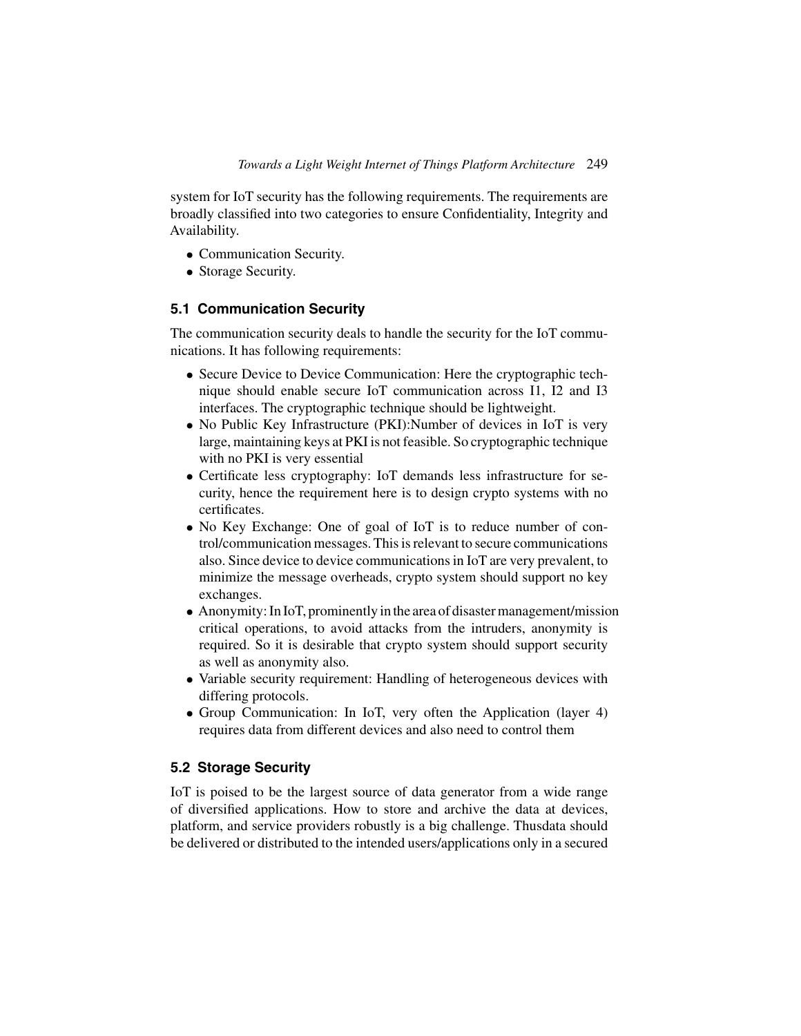system for IoT security has the following requirements. The requirements are broadly classified into two categories to ensure Confidentiality, Integrity and Availability.

- Communication Security.
- Storage Security.

## 5.1 Communication Security

The communication security deals to handle the security for the IoT communications. It has following requirements:

- Secure Device to Device Communication: Here the cryptographic technique should enable secure IoT communication across I1, I2 and I3 interfaces. The cryptographic technique should be lightweight.
- No Public Key Infrastructure (PKI):Number of devices in IoT is very large, maintaining keys at PKI is not feasible. So cryptographic technique with no PKI is very essential
- Certificate less cryptography: IoT demands less infrastructure for security, hence the requirement here is to design crypto systems with no certificates.
- No Key Exchange: One of goal of IoT is to reduce number of control/communication messages. This is relevant to secure communications also. Since device to device communications in IoT are very prevalent, to minimize the message overheads, crypto system should support no key exchanges.
- Anonymity: In IoT, prominently in the area of disaster management/mission critical operations, to avoid attacks from the intruders, anonymity is required. So it is desirable that crypto system should support security as well as anonymity also.
- Variable security requirement: Handling of heterogeneous devices with differing protocols.
- Group Communication: In IoT, very often the Application (layer 4) requires data from different devices and also need to control them

## 5.2 Storage Security

IoT is poised to be the largest source of data generator from a wide range of diversified applications. How to store and archive the data at devices, platform, and service providers robustly is a big challenge. Thusdata should be delivered or distributed to the intended users/applications only in a secured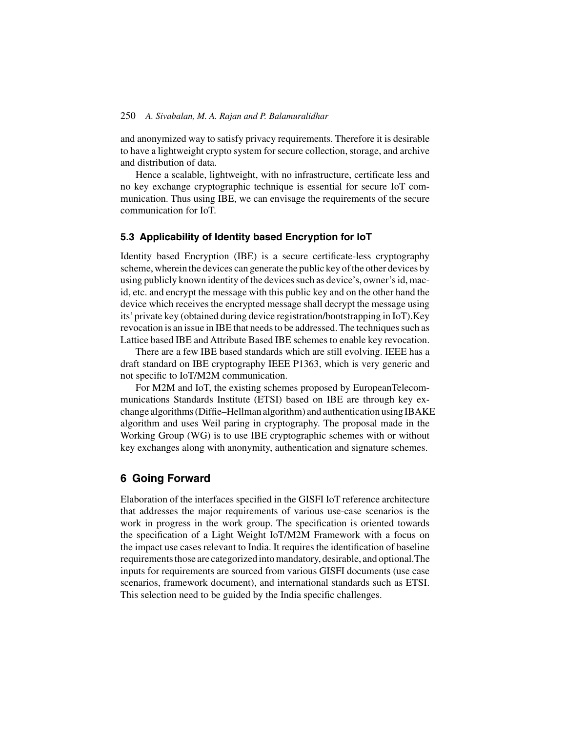and anonymized way to satisfy privacy requirements. Therefore it is desirable to have a lightweight crypto system for secure collection, storage, and archive and distribution of data.

Hence a scalable, lightweight, with no infrastructure, certificate less and no key exchange cryptographic technique is essential for secure IoT communication. Thus using IBE, we can envisage the requirements of the secure communication for IoT.

### 5.3 Applicability of Identity based Encryption for IoT

Identity based Encryption (IBE) is a secure certificate-less cryptography scheme, wherein the devices can generate the public key of the other devices by using publicly known identity of the devices such as device's, owner's id, mac-id, etc. and encrypt the message with this public key and on the other hand the device which receives the encrypted message shall decrypt the message using its' private key (obtained during device registration/bootstrapping in IoT).Key revocation is an issue in IBE that needs to be addressed. The techniques such as Lattice based IBE and Attribute Based IBE schemes to enable key revocation.

There are a few IBE based standards which are still evolving. IEEE has a draft standard on IBE cryptography IEEE P1363, which is very generic and not specific to IoT/M2M communication.

For M2M and IoT, the existing schemes proposed by EuropeanTelecommunications Standards Institute (ETSI) based on IBE are through key exchange algorithms (Diffie–Hellman algorithm) and authentication using IBAKE algorithm and uses Weil paring in cryptography. The proposal made in the Working Group (WG) is to use IBE cryptographic schemes with or without key exchanges along with anonymity, authentication and signature schemes.

## 6 Going Forward

Elaboration of the interfaces specified in the GISFI IoT reference architecture that addresses the major requirements of various use-case scenarios is the work in progress in the work group. The specification is oriented towards the specification of a Light Weight IoT/M2M Framework with a focus on the impact use cases relevant to India. It requires the identification of baseline requirements those are categorized into mandatory, desirable, and optional.The inputs for requirements are sourced from various GISFI documents (use case scenarios, framework document), and international standards such as ETSI. This selection need to be guided by the India specific challenges.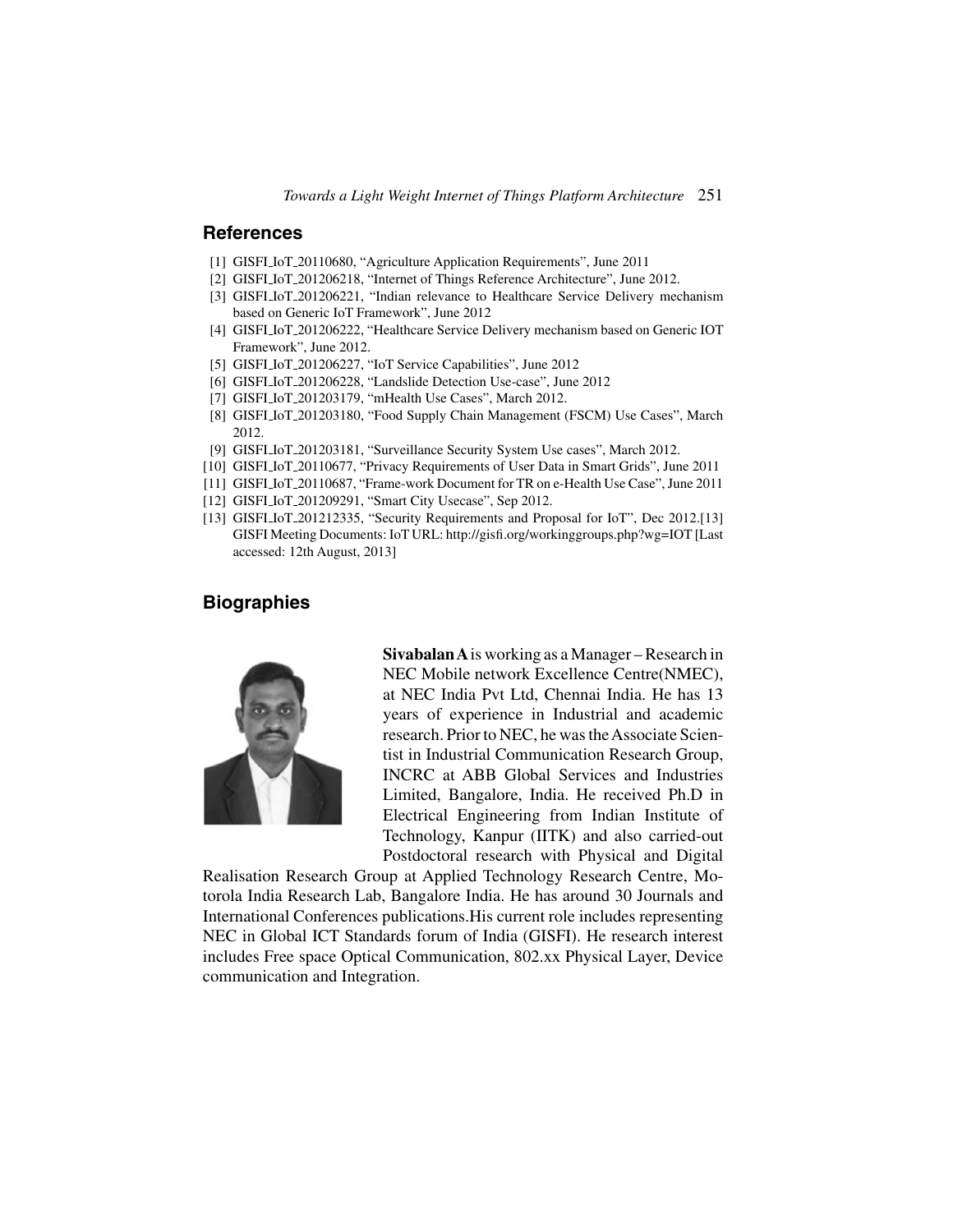## References

[1] GISFI_IoT_20110680, "Agriculture Application Requirements", June 2011
[2] GISFI_IoT_201206218, "Internet of Things Reference Architecture", June 2012.
[3] GISFI_IoT_201206221, "Indian relevance to Healthcare Service Delivery mechanism based on Generic IoT Framework", June 2012
[4] GISFI_IoT_201206222, "Healthcare Service Delivery mechanism based on Generic IOT Framework", June 2012.
[5] GISFI_IoT_201206227, "IoT Service Capabilities", June 2012
[6] GISFI_IoT_201206228, "Landslide Detection Use-case", June 2012
[7] GISFI_IoT_201203179, "mHealth Use Cases", March 2012.
[8] GISFI_IoT_201203180, "Food Supply Chain Management (FSCM) Use Cases", March 2012.
[9] GISFI_IoT_201203181, "Surveillance Security System Use cases", March 2012.
[10] GISFI_IoT_20110677, "Privacy Requirements of User Data in Smart Grids", June 2011
[11] GISFI_IoT_20110687, "Frame-work Document for TR on e-Health Use Case", June 2011
[12] GISFI_IoT_201209291, "Smart City Usecase", Sep 2012.
[13] GISFI_IoT_201212335, "Security Requirements and Proposal for IoT", Dec 2012.[13] GISFI Meeting Documents: IoT URL: http://gisfi.org/workinggroups.php?wg=IOT [Last accessed: 12th August, 2013]

## Biographies

**Sivabalan A** is working as a Manager – Research in NEC Mobile network Excellence Centre(NMEC), at NEC India Pvt Ltd, Chennai India. He has 13 years of experience in Industrial and academic research. Prior to NEC, he was the Associate Scientist in Industrial Communication Research Group, INCRC at ABB Global Services and Industries Limited, Bangalore, India. He received Ph.D in Electrical Engineering from Indian Institute of Technology, Kanpur (IITK) and also carried-out Postdoctoral research with Physical and Digital Realisation Research Group at Applied Technology Research Centre, Motorola India Research Lab, Bangalore India. He has around 30 Journals and International Conferences publications.His current role includes representing NEC in Global ICT Standards forum of India (GISFI). He research interest includes Free space Optical Communication, 802.xx Physical Layer, Device communication and Integration.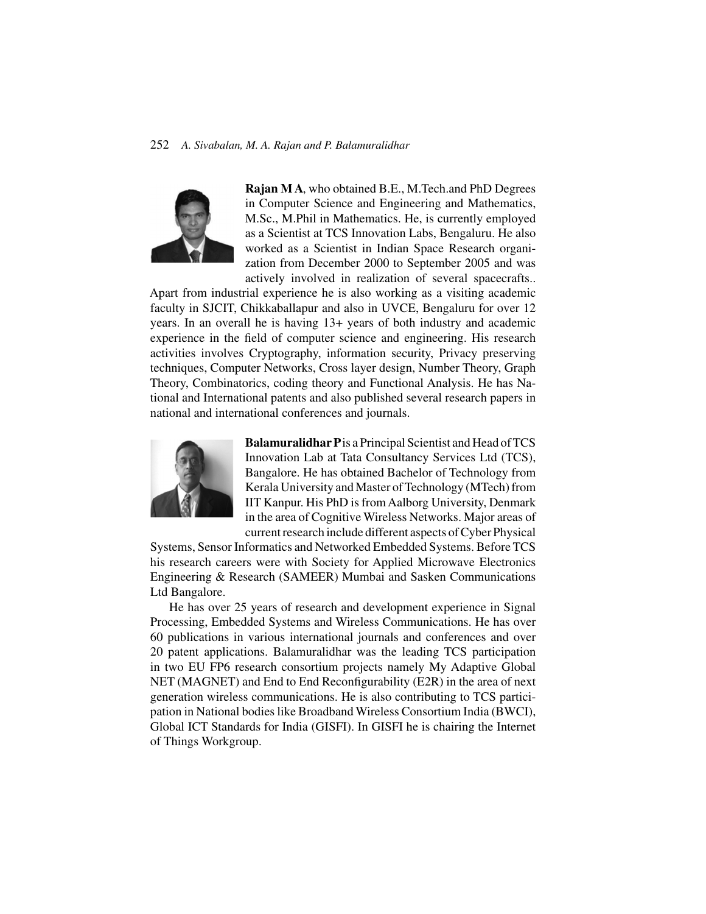**Rajan M A**, who obtained B.E., M.Tech.and PhD Degrees in Computer Science and Engineering and Mathematics, M.Sc., M.Phil in Mathematics. He, is currently employed as a Scientist at TCS Innovation Labs, Bengaluru. He also worked as a Scientist in Indian Space Research organization from December 2000 to September 2005 and was actively involved in realization of several spacecrafts.. Apart from industrial experience he is also working as a visiting academic faculty in SJCIT, Chikkaballapur and also in UVCE, Bengaluru for over 12 years. In an overall he is having 13+ years of both industry and academic experience in the field of computer science and engineering. His research activities involves Cryptography, information security, Privacy preserving techniques, Computer Networks, Cross layer design, Number Theory, Graph Theory, Combinatorics, coding theory and Functional Analysis. He has National and International patents and also published several research papers in national and international conferences and journals.

**Balamuralidhar P** is a Principal Scientist and Head of TCS Innovation Lab at Tata Consultancy Services Ltd (TCS), Bangalore. He has obtained Bachelor of Technology from Kerala University and Master of Technology (MTech) from IIT Kanpur. His PhD is from Aalborg University, Denmark in the area of Cognitive Wireless Networks. Major areas of current research include different aspects of Cyber Physical Systems, Sensor Informatics and Networked Embedded Systems. Before TCS his research careers were with Society for Applied Microwave Electronics Engineering & Research (SAMEER) Mumbai and Sasken Communications Ltd Bangalore.

He has over 25 years of research and development experience in Signal Processing, Embedded Systems and Wireless Communications. He has over 60 publications in various international journals and conferences and over 20 patent applications. Balamuralidhar was the leading TCS participation in two EU FP6 research consortium projects namely My Adaptive Global NET (MAGNET) and End to End Reconfigurability (E2R) in the area of next generation wireless communications. He is also contributing to TCS participation in National bodies like Broadband Wireless Consortium India (BWCI), Global ICT Standards for India (GISFI). In GISFI he is chairing the Internet of Things Workgroup.